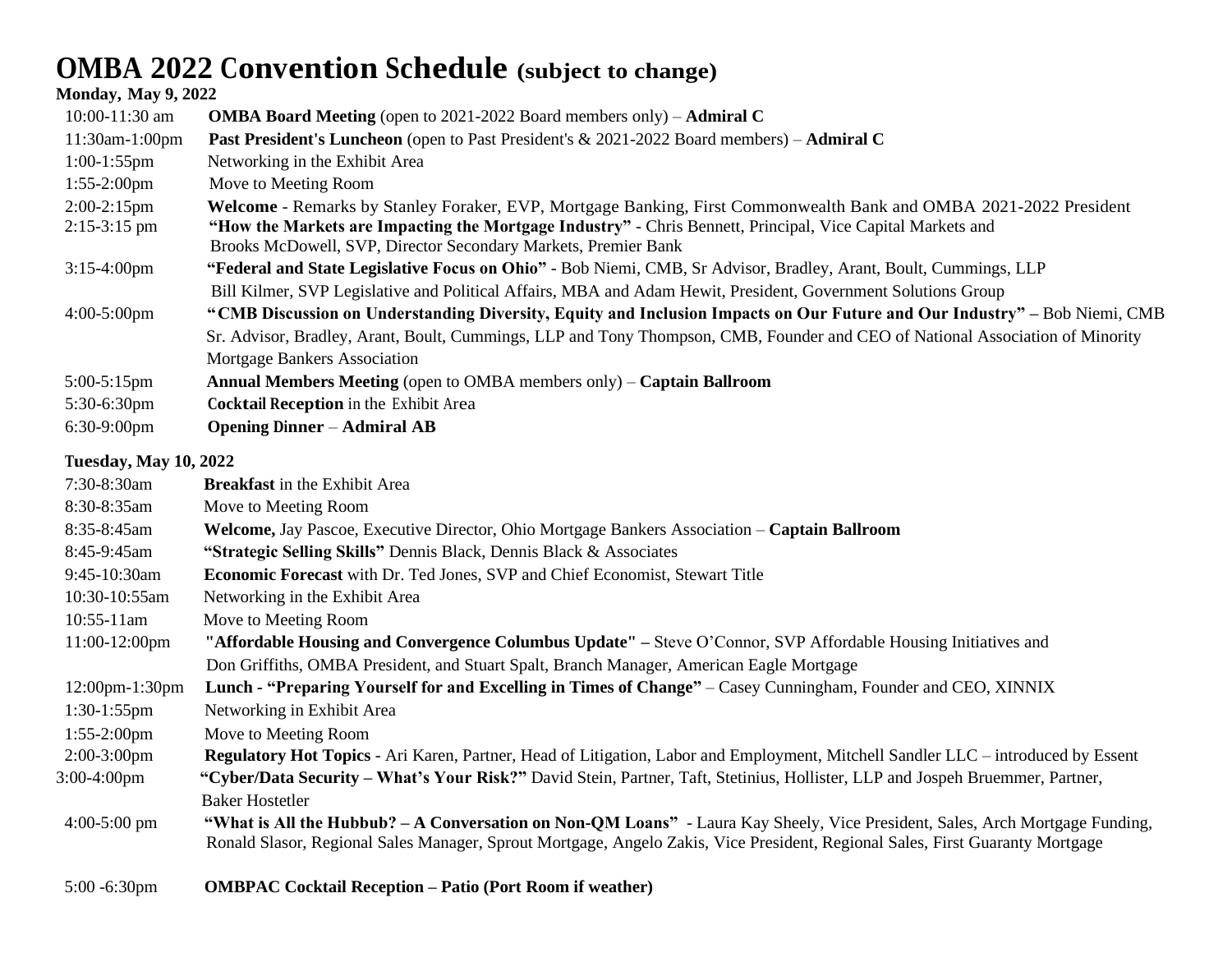# OMBA 2022 Convention Schedule (subject to change)

**Monday, May 9, 2022**

| | |
|---|---|
| 10:00-11:30 am | **OMBA Board Meeting** (open to 2021-2022 Board members only) – **Admiral C** |
| 11:30am-1:00pm | **Past President's Luncheon** (open to Past President's & 2021-2022 Board members) – **Admiral C** |
| 1:00-1:55pm | Networking in the Exhibit Area |
| 1:55-2:00pm | Move to Meeting Room |
| 2:00-2:15pm | **Welcome** - Remarks by Stanley Foraker, EVP, Mortgage Banking, First Commonwealth Bank and OMBA 2021-2022 President |
| 2:15-3:15 pm | **"How the Markets are Impacting the Mortgage Industry"** - Chris Bennett, Principal, Vice Capital Markets and Brooks McDowell, SVP, Director Secondary Markets, Premier Bank |
| 3:15-4:00pm | **"Federal and State Legislative Focus on Ohio"** - Bob Niemi, CMB, Sr Advisor, Bradley, Arant, Boult, Cummings, LLP Bill Kilmer, SVP Legislative and Political Affairs, MBA and Adam Hewit, President, Government Solutions Group |
| 4:00-5:00pm | **"CMB Discussion on Understanding Diversity, Equity and Inclusion Impacts on Our Future and Our Industry" –** Bob Niemi, CMB Sr. Advisor, Bradley, Arant, Boult, Cummings, LLP and Tony Thompson, CMB, Founder and CEO of National Association of Minority Mortgage Bankers Association |
| 5:00-5:15pm | **Annual Members Meeting** (open to OMBA members only) – **Captain Ballroom** |
| 5:30-6:30pm | **Cocktail Reception** in the Exhibit Area |
| 6:30-9:00pm | **Opening Dinner** – **Admiral AB** |

**Tuesday, May 10, 2022**

| | |
|---|---|
| 7:30-8:30am | **Breakfast** in the Exhibit Area |
| 8:30-8:35am | Move to Meeting Room |
| 8:35-8:45am | **Welcome,** Jay Pascoe, Executive Director, Ohio Mortgage Bankers Association – **Captain Ballroom** |
| 8:45-9:45am | **"Strategic Selling Skills"** Dennis Black, Dennis Black & Associates |
| 9:45-10:30am | **Economic Forecast** with Dr. Ted Jones, SVP and Chief Economist, Stewart Title |
| 10:30-10:55am | Networking in the Exhibit Area |
| 10:55-11am | Move to Meeting Room |
| 11:00-12:00pm | **"Affordable Housing and Convergence Columbus Update" –** Steve O'Connor, SVP Affordable Housing Initiatives and Don Griffiths, OMBA President, and Stuart Spalt, Branch Manager, American Eagle Mortgage |
| 12:00pm-1:30pm | **Lunch - "Preparing Yourself for and Excelling in Times of Change"** – Casey Cunningham, Founder and CEO, XINNIX |
| 1:30-1:55pm | Networking in Exhibit Area |
| 1:55-2:00pm | Move to Meeting Room |
| 2:00-3:00pm | **Regulatory Hot Topics** - Ari Karen, Partner, Head of Litigation, Labor and Employment, Mitchell Sandler LLC – introduced by Essent |
| 3:00-4:00pm | **"Cyber/Data Security – What's Your Risk?"** David Stein, Partner, Taft, Stetinius, Hollister, LLP and Jospeh Bruemmer, Partner, Baker Hostetler |
| 4:00-5:00 pm | **"What is All the Hubbub? – A Conversation on Non-QM Loans"** - Laura Kay Sheely, Vice President, Sales, Arch Mortgage Funding, Ronald Slasor, Regional Sales Manager, Sprout Mortgage, Angelo Zakis, Vice President, Regional Sales, First Guaranty Mortgage |
| 5:00 -6:30pm | **OMBPAC Cocktail Reception – Patio (Port Room if weather)** |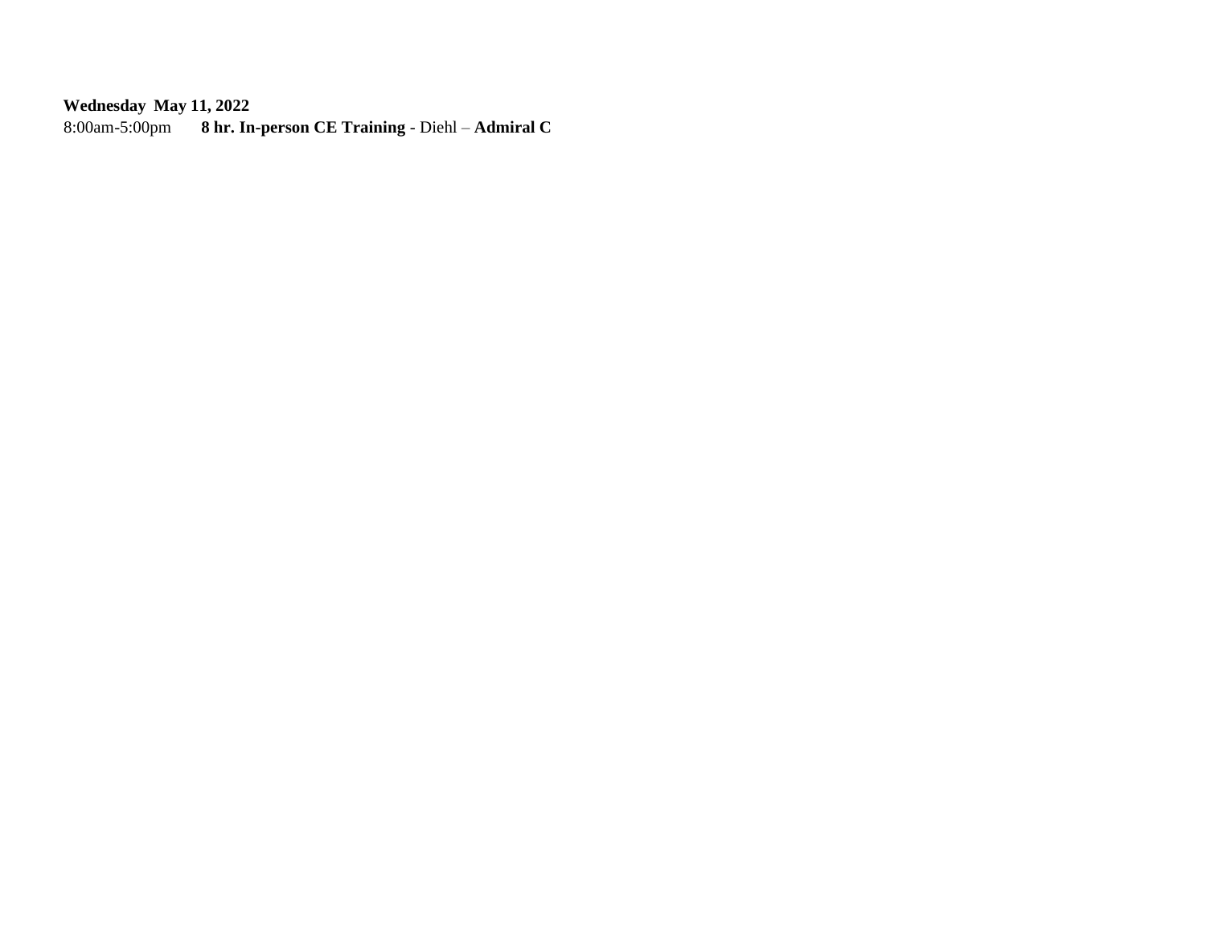**Wednesday May 11, 2022**

8:00am-5:00pm **8 hr. In-person CE Training** - Diehl – **Admiral C**